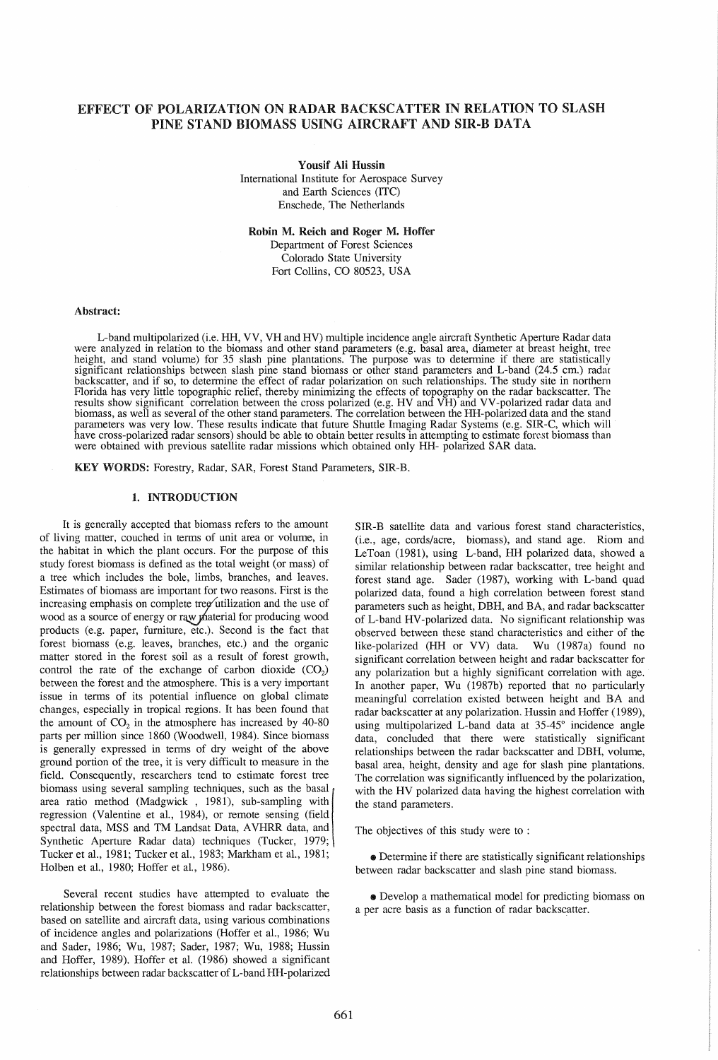# EFFECT OF POLARIZATION ON RADAR BACKSCATTER IN RELATION TO SLASH PINE STAND BIOMASS USING AIRCRAFT AND SIR-B DATA

**Yousif Ali Hussin**
International Institute for Aerospace Survey and Earth Sciences (ITC)
Enschede, The Netherlands

**Robin M. Reich and Roger M. Hoffer**
Department of Forest Sciences
Colorado State University
Fort Collins, CO 80523, USA

**Abstract:**

L-band multipolarized (i.e. HH, VV, VH and HV) multiple incidence angle aircraft Synthetic Aperture Radar data were analyzed in relation to the biomass and other stand parameters (e.g. basal area, diameter at breast height, tree height, and stand volume) for 35 slash pine plantations. The purpose was to determine if there are statistically significant relationships between slash pine stand biomass or other stand parameters and L-band (24.5 cm.) radar backscatter, and if so, to determine the effect of radar polarization on such relationships. The study site in northern Florida has very little topographic relief, thereby minimizing the effects of topography on the radar backscatter. The results show significant correlation between the cross polarized (e.g. HV and VH) and VV-polarized radar data and biomass, as well as several of the other stand parameters. The correlation between the HH-polarized data and the stand parameters was very low. These results indicate that future Shuttle Imaging Radar Systems (e.g. SIR-C, which will have cross-polarized radar sensors) should be able to obtain better results in attempting to estimate forest biomass than were obtained with previous satellite radar missions which obtained only HH- polarized SAR data.

**KEY WORDS:** Forestry, Radar, SAR, Forest Stand Parameters, SIR-B.

## 1. INTRODUCTION

It is generally accepted that biomass refers to the amount of living matter, couched in terms of unit area or volume, in the habitat in which the plant occurs. For the purpose of this study forest biomass is defined as the total weight (or mass) of a tree which includes the bole, limbs, branches, and leaves. Estimates of biomass are important for two reasons. First is the increasing emphasis on complete tree utilization and the use of wood as a source of energy or raw material for producing wood products (e.g. paper, furniture, etc.). Second is the fact that forest biomass (e.g. leaves, branches, etc.) and the organic matter stored in the forest soil as a result of forest growth, control the rate of the exchange of carbon dioxide ($CO_2$) between the forest and the atmosphere. This is a very important issue in terms of its potential influence on global climate changes, especially in tropical regions. It has been found that the amount of $CO_2$ in the atmosphere has increased by 40-80 parts per million since 1860 (Woodwell, 1984). Since biomass is generally expressed in terms of dry weight of the above ground portion of the tree, it is very difficult to measure in the field. Consequently, researchers tend to estimate forest tree biomass using several sampling techniques, such as the basal area ratio method (Madgwick , 1981), sub-sampling with regression (Valentine et al., 1984), or remote sensing (field spectral data, MSS and TM Landsat Data, AVHRR data, and Synthetic Aperture Radar data) techniques (Tucker, 1979; Tucker et al., 1981; Tucker et al., 1983; Markham et al., 1981; Holben et al., 1980; Hoffer et al., 1986).

Several recent studies have attempted to evaluate the relationship between the forest biomass and radar backscatter, based on satellite and aircraft data, using various combinations of incidence angles and polarizations (Hoffer et al., 1986; Wu and Sader, 1986; Wu, 1987; Sader, 1987; Wu, 1988; Hussin and Hoffer, 1989). Hoffer et al. (1986) showed a significant relationships between radar backscatter of L-band HH-polarized SIR-B satellite data and various forest stand characteristics, (i.e., age, cords/acre, biomass), and stand age. Riom and LeToan (1981), using L-band, HH polarized data, showed a similar relationship between radar backscatter, tree height and forest stand age. Sader (1987), working with L-band quad polarized data, found a high correlation between forest stand parameters such as height, DBH, and BA, and radar backscatter of L-band HV-polarized data. No significant relationship was observed between these stand characteristics and either of the like-polarized (HH or VV) data. Wu (1987a) found no significant correlation between height and radar backscatter for any polarization but a highly significant correlation with age. In another paper, Wu (1987b) reported that no particularly meaningful correlation existed between height and BA and radar backscatter at any polarization. Hussin and Hoffer (1989), using multipolarized L-band data at 35-45° incidence angle data, concluded that there were statistically significant relationships between the radar backscatter and DBH, volume, basal area, height, density and age for slash pine plantations. The correlation was significantly influenced by the polarization, with the HV polarized data having the highest correlation with the stand parameters.

The objectives of this study were to :

- Determine if there are statistically significant relationships between radar backscatter and slash pine stand biomass.
- Develop a mathematical model for predicting biomass on a per acre basis as a function of radar backscatter.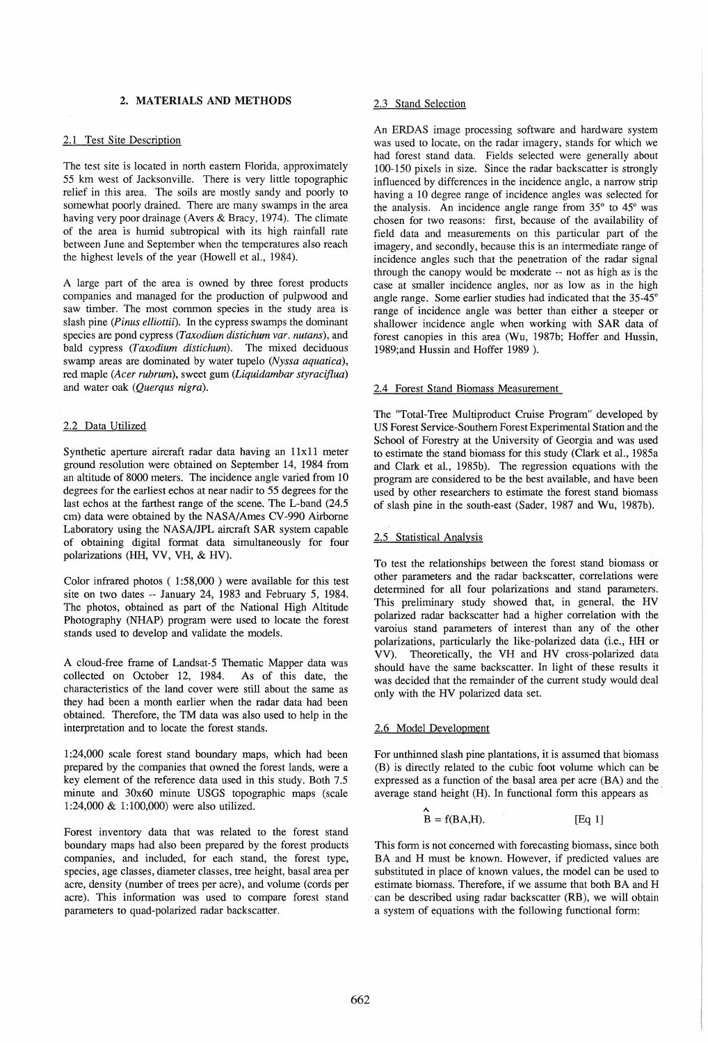## 2. MATERIALS AND METHODS

### 2.1 Test Site Description

The test site is located in north eastern Florida, approximately 55 km west of Jacksonville. There is very little topographic relief in this area. The soils are mostly sandy and poorly to somewhat poorly drained. There are many swamps in the area having very poor drainage (Avers & Bracy, 1974). The climate of the area is humid subtropical with its high rainfall rate between June and September when the temperatures also reach the highest levels of the year (Howell et al., 1984).

A large part of the area is owned by three forest products companies and managed for the production of pulpwood and saw timber. The most common species in the study area is slash pine (*Pinus elliottii*). In the cypress swamps the dominant species are pond cypress (*Taxodium distichum var. nutans*), and bald cypress (*Taxodium distichum*). The mixed deciduous swamp areas are dominated by water tupelo (*Nyssa aquatica*), red maple (*Acer rubrum*), sweet gum (*Liquidambar styraciflua*) and water oak (*Querqus nigra*).

### 2.2 Data Utilized

Synthetic aperture aircraft radar data having an 11x11 meter ground resolution were obtained on September 14, 1984 from an altitude of 8000 meters. The incidence angle varied from 10 degrees for the earliest echos at near nadir to 55 degrees for the last echos at the farthest range of the scene. The L-band (24.5 cm) data were obtained by the NASA/Ames CV-990 Airborne Laboratory using the NASA/JPL aircraft SAR system capable of obtaining digital format data simultaneously for four polarizations (HH, VV, VH, & HV).

Color infrared photos ( 1:58,000 ) were available for this test site on two dates -- January 24, 1983 and February 5, 1984. The photos, obtained as part of the National High Altitude Photography (NHAP) program were used to locate the forest stands used to develop and validate the models.

A cloud-free frame of Landsat-5 Thematic Mapper data was collected on October 12, 1984. As of this date, the characteristics of the land cover were still about the same as they had been a month earlier when the radar data had been obtained. Therefore, the TM data was also used to help in the interpretation and to locate the forest stands.

1:24,000 scale forest stand boundary maps, which had been prepared by the companies that owned the forest lands, were a key element of the reference data used in this study. Both 7.5 minute and 30x60 minute USGS topographic maps (scale 1:24,000 & 1:100,000) were also utilized.

Forest inventory data that was related to the forest stand boundary maps had also been prepared by the forest products companies, and included, for each stand, the forest type, species, age classes, diameter classes, tree height, basal area per acre, density (number of trees per acre), and volume (cords per acre). This information was used to compare forest stand parameters to quad-polarized radar backscatter.

### 2.3 Stand Selection

An ERDAS image processing software and hardware system was used to locate, on the radar imagery, stands for which we had forest stand data. Fields selected were generally about 100-150 pixels in size. Since the radar backscatter is strongly influenced by differences in the incidence angle, a narrow strip having a 10 degree range of incidence angles was selected for the analysis. An incidence angle range from 35° to 45° was chosen for two reasons: first, because of the availability of field data and measurements on this particular part of the imagery, and secondly, because this is an intermediate range of incidence angles such that the penetration of the radar signal through the canopy would be moderate -- not as high as is the case at smaller incidence angles, nor as low as in the high angle range. Some earlier studies had indicated that the 35-45° range of incidence angle was better than either a steeper or shallower incidence angle when working with SAR data of forest canopies in this area (Wu, 1987b; Hoffer and Hussin, 1989;and Hussin and Hoffer 1989 ).

### 2.4 Forest Stand Biomass Measurement

The "Total-Tree Multiproduct Cruise Program" developed by US Forest Service-Southern Forest Experimental Station and the School of Forestry at the University of Georgia and was used to estimate the stand biomass for this study (Clark et al., 1985a and Clark et al., 1985b). The regression equations with the program are considered to be the best available, and have been used by other researchers to estimate the forest stand biomass of slash pine in the south-east (Sader, 1987 and Wu, 1987b).

### 2.5 Statistical Analysis

To test the relationships between the forest stand biomass or other parameters and the radar backscatter, correlations were determined for all four polarizations and stand parameters. This preliminary study showed that, in general, the HV polarized radar backscatter had a higher correlation with the varoius stand parameters of interest than any of the other polarizations, particularly the like-polarized data (i.e., HH or VV). Theoretically, the VH and HV cross-polarized data should have the same backscatter. In light of these results it was decided that the remainder of the current study would deal only with the HV polarized data set.

### 2.6 Model Development

For unthinned slash pine plantations, it is assumed that biomass (B) is directly related to the cubic foot volume which can be expressed as a function of the basal area per acre (BA) and the average stand height (H). In functional form this appears as

$$\hat{B} = f(BA,H). \qquad \text{[Eq 1]}$$

This form is not concerned with forecasting biomass, since both BA and H must be known. However, if predicted values are substituted in place of known values, the model can be used to estimate biomass. Therefore, if we assume that both BA and H can be described using radar backscatter (RB), we will obtain a system of equations with the following functional form: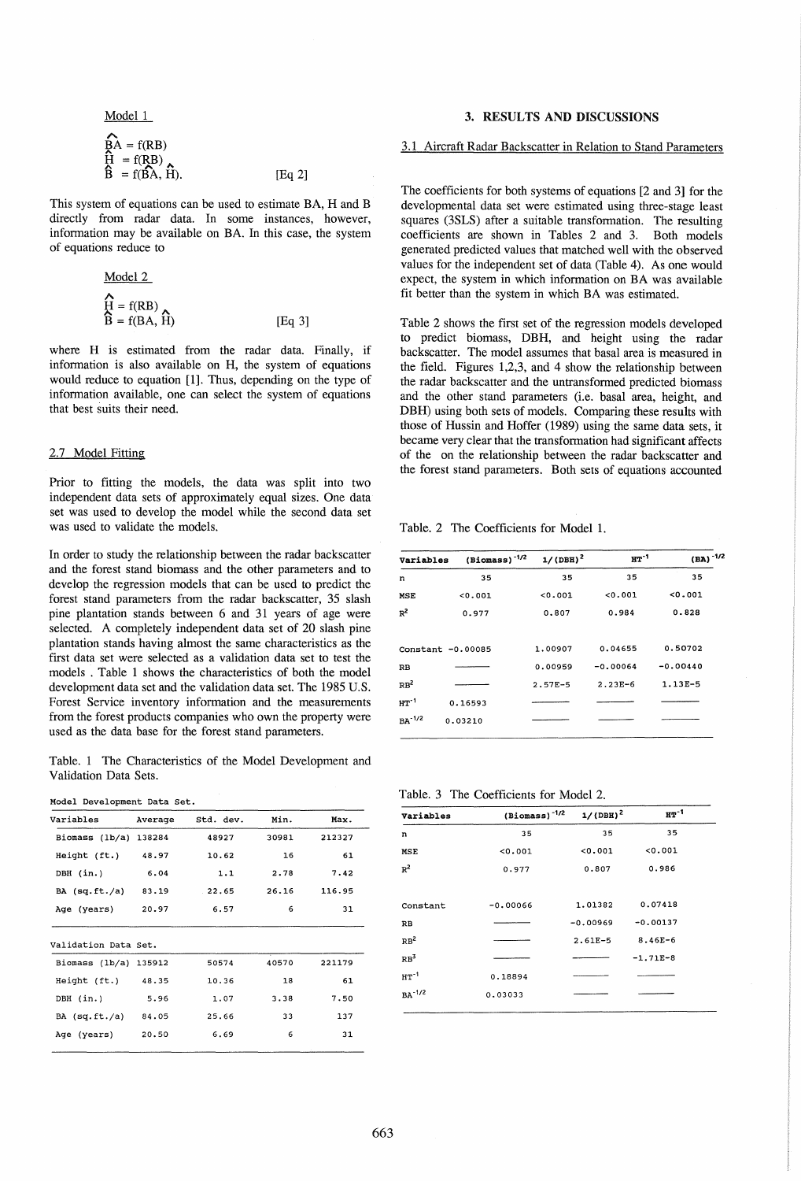Model 1

$$\hat{BA} = f(RB)$$
$$\hat{H} = f(RB)$$
$$\hat{B} = f(\hat{BA}, \hat{H}). \qquad \text{[Eq 2]}$$

This system of equations can be used to estimate BA, H and B directly from radar data. In some instances, however, information may be available on BA. In this case, the system of equations reduce to

Model 2

$$\hat{H} = f(RB)$$
$$\hat{B} = f(BA, \hat{H}) \qquad \text{[Eq 3]}$$

where H is estimated from the radar data. Finally, if information is also available on H, the system of equations would reduce to equation [1]. Thus, depending on the type of information available, one can select the system of equations that best suits their need.

### 2.7 Model Fitting

Prior to fitting the models, the data was split into two independent data sets of approximately equal sizes. One data set was used to develop the model while the second data set was used to validate the models.

In order to study the relationship between the radar backscatter and the forest stand biomass and the other parameters and to develop the regression models that can be used to predict the forest stand parameters from the radar backscatter, 35 slash pine plantation stands between 6 and 31 years of age were selected. A completely independent data set of 20 slash pine plantation stands having almost the same characteristics as the first data set were selected as a validation data set to test the models . Table 1 shows the characteristics of both the model development data set and the validation data set. The 1985 U.S. Forest Service inventory information and the measurements from the forest products companies who own the property were used as the data base for the forest stand parameters.

Table. 1 The Characteristics of the Model Development and Validation Data Sets.

Model Development Data Set.

| Variables | Average | Std. dev. | Min. | Max. |
|---|---|---|---|---|
| Biomass (lb/a) | 138284 | 48927 | 30981 | 212327 |
| Height (ft.) | 48.97 | 10.62 | 16 | 61 |
| DBH (in.) | 6.04 | 1.1 | 2.78 | 7.42 |
| BA (sq.ft./a) | 83.19 | 22.65 | 26.16 | 116.95 |
| Age (years) | 20.97 | 6.57 | 6 | 31 |

Validation Data Set.

| Variables | Average | Std. dev. | Min. | Max. |
|---|---|---|---|---|
| Biomass (lb/a) | 135912 | 50574 | 40570 | 221179 |
| Height (ft.) | 48.35 | 10.36 | 18 | 61 |
| DBH (in.) | 5.96 | 1.07 | 3.38 | 7.50 |
| BA (sq.ft./a) | 84.05 | 25.66 | 33 | 137 |
| Age (years) | 20.50 | 6.69 | 6 | 31 |

## 3. RESULTS AND DISCUSSIONS

### 3.1 Aircraft Radar Backscatter in Relation to Stand Parameters

The coefficients for both systems of equations [2 and 3] for the developmental data set were estimated using three-stage least squares (3SLS) after a suitable transformation. The resulting coefficients are shown in Tables 2 and 3. Both models generated predicted values that matched well with the observed values for the independent set of data (Table 4). As one would expect, the system in which information on BA was available fit better than the system in which BA was estimated.

Table 2 shows the first set of the regression models developed to predict biomass, DBH, and height using the radar backscatter. The model assumes that basal area is measured in the field. Figures 1,2,3, and 4 show the relationship between the radar backscatter and the untransformed predicted biomass and the other stand parameters (i.e. basal area, height, and DBH) using both sets of models. Comparing these results with those of Hussin and Hoffer (1989) using the same data sets, it became very clear that the transformation had significant affects of the on the relationship between the radar backscatter and the forest stand parameters. Both sets of equations accounted

Table. 2 The Coefficients for Model 1.

| Variables | $(\text{Biomass})^{-1/2}$ | $1/(\text{DBH})^2$ | $HT^{-1}$ | $(BA)^{-1/2}$ |
|---|---|---|---|---|
| n | 35 | 35 | 35 | 35 |
| MSE | <0.001 | <0.001 | <0.001 | <0.001 |
| $R^2$ | 0.977 | 0.807 | 0.984 | 0.828 |
| Constant | -0.00085 | 1.00907 | 0.04655 | 0.50702 |
| RB | ——— | 0.00959 | -0.00064 | -0.00440 |
| $RB^2$ | ——— | 2.57E-5 | 2.23E-6 | 1.13E-5 |
| $HT^{-1}$ | 0.16593 | ——— | ——— | ——— |
| $BA^{-1/2}$ | 0.03210 | ——— | ——— | ——— |

Table. 3 The Coefficients for Model 2.

| Variables | $(\text{Biomass})^{-1/2}$ | $1/(\text{DBH})^2$ | $HT^{-1}$ |
|---|---|---|---|
| n | 35 | 35 | 35 |
| MSE | <0.001 | <0.001 | <0.001 |
| $R^2$ | 0.977 | 0.807 | 0.986 |
| Constant | -0.00066 | 1.01382 | 0.07418 |
| RB | ——— | -0.00969 | -0.00137 |
| $RB^2$ | ——— | 2.61E-5 | 8.46E-6 |
| $RB^3$ | ——— | ——— | -1.71E-8 |
| $HT^{-1}$ | 0.18894 | ——— | ——— |
| $BA^{-1/2}$ | 0.03033 | ——— | ——— |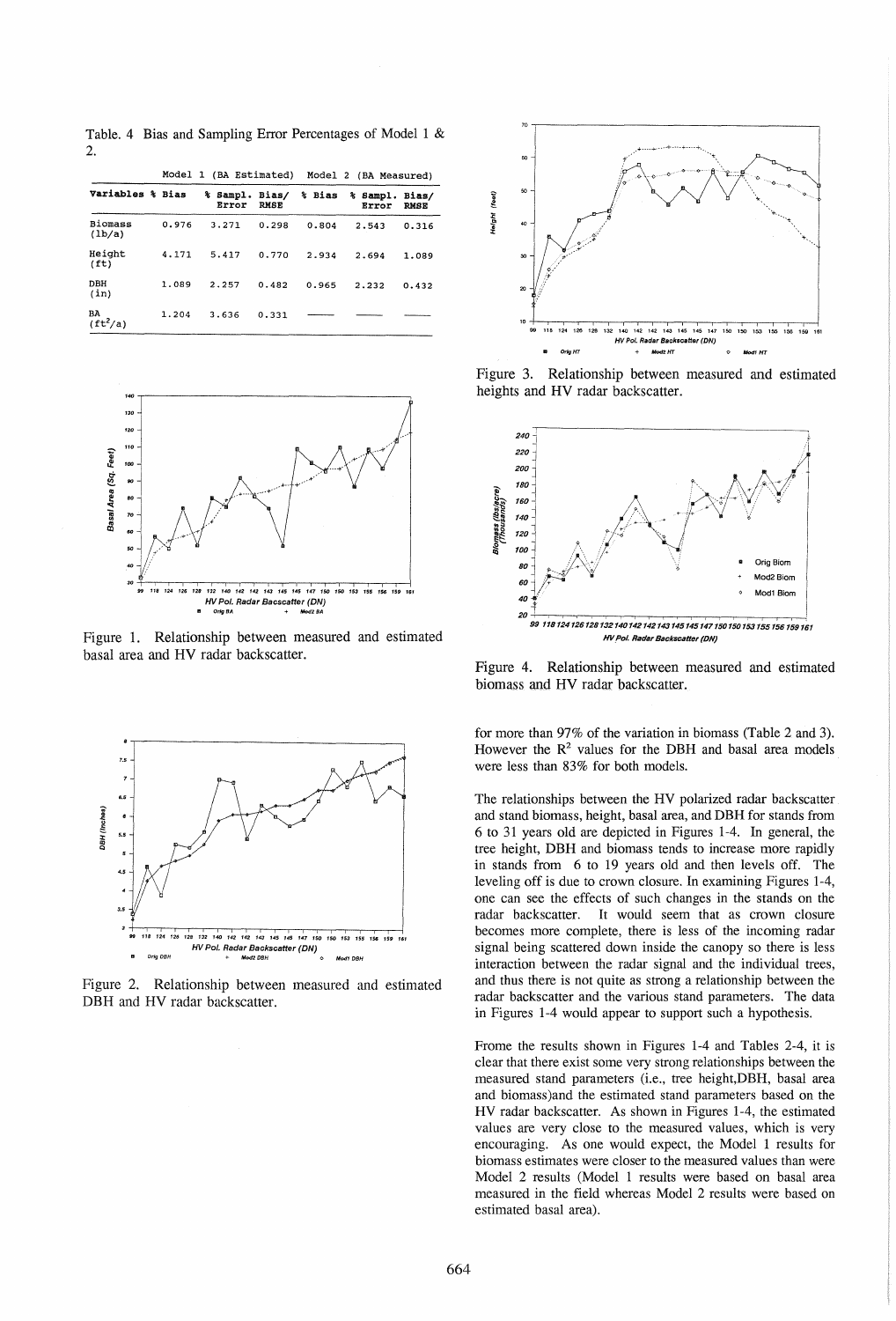Table. 4 Bias and Sampling Error Percentages of Model 1 & 2.

| | Model 1 (BA Estimated) | | | Model 2 (BA Measured) | | |
|---|---|---|---|---|---|---|
| Variables | % Bias | % Sampl. Error | Bias/ RMSE | % Bias | % Sampl. Error | Bias/ RMSE |
| Biomass (lb/a) | 0.976 | 3.271 | 0.298 | 0.804 | 2.543 | 0.316 |
| Height (ft) | 4.171 | 5.417 | 0.770 | 2.934 | 2.694 | 1.089 |
| DBH (in) | 1.089 | 2.257 | 0.482 | 0.965 | 2.232 | 0.432 |
| BA ($ft^2$/a) | 1.204 | 3.636 | 0.331 | —— | —— | —— |

Figure 1. Relationship between measured and estimated basal area and HV radar backscatter.

Figure 2. Relationship between measured and estimated DBH and HV radar backscatter.

Figure 3. Relationship between measured and estimated heights and HV radar backscatter.

Figure 4. Relationship between measured and estimated biomass and HV radar backscatter.

for more than 97% of the variation in biomass (Table 2 and 3). However the $R^2$ values for the DBH and basal area models were less than 83% for both models.

The relationships between the HV polarized radar backscatter and stand biomass, height, basal area, and DBH for stands from 6 to 31 years old are depicted in Figures 1-4. In general, the tree height, DBH and biomass tends to increase more rapidly in stands from 6 to 19 years old and then levels off. The leveling off is due to crown closure. In examining Figures 1-4, one can see the effects of such changes in the stands on the radar backscatter. It would seem that as crown closure becomes more complete, there is less of the incoming radar signal being scattered down inside the canopy so there is less interaction between the radar signal and the individual trees, and thus there is not quite as strong a relationship between the radar backscatter and the various stand parameters. The data in Figures 1-4 would appear to support such a hypothesis.

Frome the results shown in Figures 1-4 and Tables 2-4, it is clear that there exist some very strong relationships between the measured stand parameters (i.e., tree height,DBH, basal area and biomass)and the estimated stand parameters based on the HV radar backscatter. As shown in Figures 1-4, the estimated values are very close to the measured values, which is very encouraging. As one would expect, the Model 1 results for biomass estimates were closer to the measured values than were Model 2 results (Model 1 results were based on basal area measured in the field whereas Model 2 results were based on estimated basal area).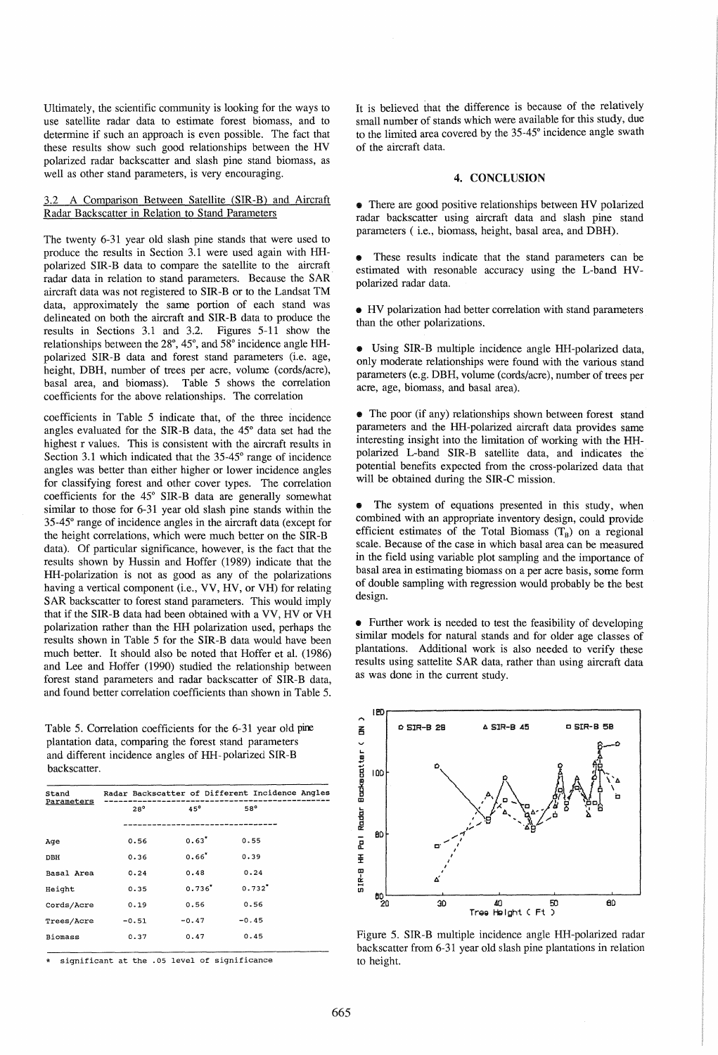Ultimately, the scientific community is looking for the ways to use satellite radar data to estimate forest biomass, and to determine if such an approach is even possible. The fact that these results show such good relationships between the HV polarized radar backscatter and slash pine stand biomass, as well as other stand parameters, is very encouraging.

### 3.2 A Comparison Between Satellite (SIR-B) and Aircraft Radar Backscatter in Relation to Stand Parameters

The twenty 6-31 year old slash pine stands that were used to produce the results in Section 3.1 were used again with HH-polarized SIR-B data to compare the satellite to the aircraft radar data in relation to stand parameters. Because the SAR aircraft data was not registered to SIR-B or to the Landsat TM data, approximately the same portion of each stand was delineated on both the aircraft and SIR-B data to produce the results in Sections 3.1 and 3.2. Figures 5-11 show the relationships between the 28°, 45°, and 58° incidence angle HH-polarized SIR-B data and forest stand parameters (i.e. age, height, DBH, number of trees per acre, volume (cords/acre), basal area, and biomass). Table 5 shows the correlation coefficients for the above relationships. The correlation coefficients in Table 5 indicate that, of the three incidence angles evaluated for the SIR-B data, the 45° data set had the highest r values. This is consistent with the aircraft results in Section 3.1 which indicated that the 35-45° range of incidence angles was better than either higher or lower incidence angles for classifying forest and other cover types. The correlation coefficients for the 45° SIR-B data are generally somewhat similar to those for 6-31 year old slash pine stands within the 35-45° range of incidence angles in the aircraft data (except for the height correlations, which were much better on the SIR-B data). Of particular significance, however, is the fact that the results shown by Hussin and Hoffer (1989) indicate that the HH-polarization is not as good as any of the polarizations having a vertical component (i.e., VV, HV, or VH) for relating SAR backscatter to forest stand parameters. This would imply that if the SIR-B data had been obtained with a VV, HV or VH polarization rather than the HH polarization used, perhaps the results shown in Table 5 for the SIR-B data would have been much better. It should also be noted that Hoffer et al. (1986) and Lee and Hoffer (1990) studied the relationship between forest stand parameters and radar backscatter of SIR-B data, and found better correlation coefficients than shown in Table 5.

Table 5. Correlation coefficients for the 6-31 year old pine plantation data, comparing the forest stand parameters and different incidence angles of HH-polarized SIR-B backscatter.

| Stand Parameters | Radar Backscatter of Different Incidence Angles | | |
|---|---|---|---|
| | 28° | 45° | 58° |
| Age | 0.56 | 0.63* | 0.55 |
| DBH | 0.36 | 0.66* | 0.39 |
| Basal Area | 0.24 | 0.48 | 0.24 |
| Height | 0.35 | 0.736* | 0.732* |
| Cords/Acre | 0.19 | 0.56 | 0.56 |
| Trees/Acre | -0.51 | -0.47 | -0.45 |
| Biomass | 0.37 | 0.47 | 0.45 |

\* significant at the .05 level of significance

It is believed that the difference is because of the relatively small number of stands which were available for this study, due to the limited area covered by the 35-45° incidence angle swath of the aircraft data.

## 4. CONCLUSION

- There are good positive relationships between HV polarized radar backscatter using aircraft data and slash pine stand parameters ( i.e., biomass, height, basal area, and DBH).

- These results indicate that the stand parameters can be estimated with resonable accuracy using the L-band HV-polarized radar data.

- HV polarization had better correlation with stand parameters than the other polarizations.

- Using SIR-B multiple incidence angle HH-polarized data, only moderate relationships were found with the various stand parameters (e.g. DBH, volume (cords/acre), number of trees per acre, age, biomass, and basal area).

- The poor (if any) relationships shown between forest stand parameters and the HH-polarized aircraft data provides same interesting insight into the limitation of working with the HH-polarized L-band SIR-B satellite data, and indicates the potential benefits expected from the cross-polarized data that will be obtained during the SIR-C mission.

- The system of equations presented in this study, when combined with an appropriate inventory design, could provide efficient estimates of the Total Biomass ($T_B$) on a regional scale. Because of the case in which basal area can be measured in the field using variable plot sampling and the importance of basal area in estimating biomass on a per acre basis, some form of double sampling with regression would probably be the best design.

- Further work is needed to test the feasibility of developing similar models for natural stands and for older age classes of plantations. Additional work is also needed to verify these results using sattelite SAR data, rather than using aircraft data as was done in the current study.

Figure 5. SIR-B multiple incidence angle HH-polarized radar backscatter from 6-31 year old slash pine plantations in relation to height.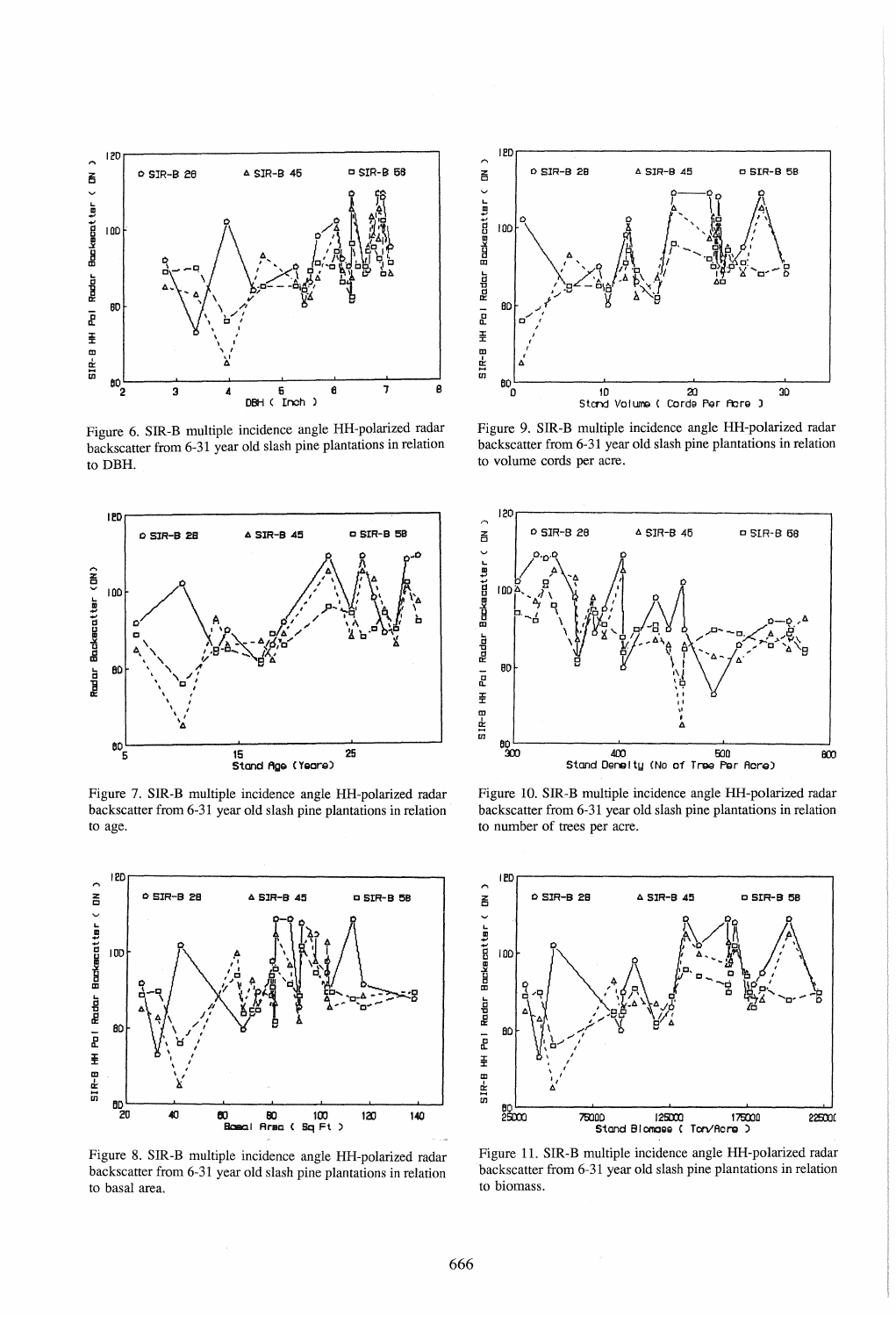Figure 6. SIR-B multiple incidence angle HH-polarized radar backscatter from 6-31 year old slash pine plantations in relation to DBH.

Figure 7. SIR-B multiple incidence angle HH-polarized radar backscatter from 6-31 year old slash pine plantations in relation to age.

Figure 8. SIR-B multiple incidence angle HH-polarized radar backscatter from 6-31 year old slash pine plantations in relation to basal area.

Figure 9. SIR-B multiple incidence angle HH-polarized radar backscatter from 6-31 year old slash pine plantations in relation to volume cords per acre.

Figure 10. SIR-B multiple incidence angle HH-polarized radar backscatter from 6-31 year old slash pine plantations in relation to number of trees per acre.

Figure 11. SIR-B multiple incidence angle HH-polarized radar backscatter from 6-31 year old slash pine plantations in relation to biomass.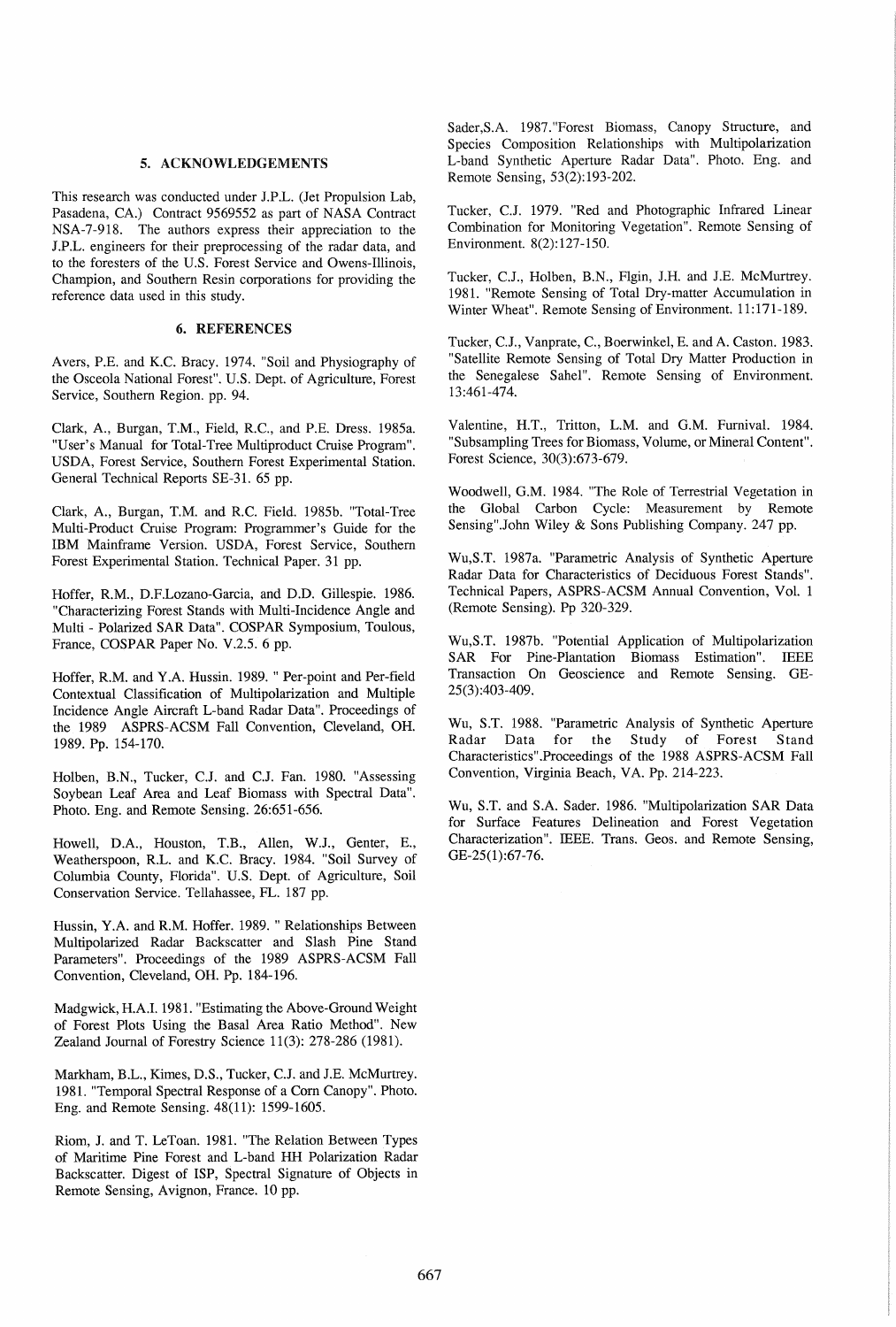## 5. ACKNOWLEDGEMENTS

This research was conducted under J.P.L. (Jet Propulsion Lab, Pasadena, CA.) Contract 9569552 as part of NASA Contract NSA-7-918. The authors express their appreciation to the J.P.L. engineers for their preprocessing of the radar data, and to the foresters of the U.S. Forest Service and Owens-Illinois, Champion, and Southern Resin corporations for providing the reference data used in this study.

## 6. REFERENCES

Avers, P.E. and K.C. Bracy. 1974. "Soil and Physiography of the Osceola National Forest". U.S. Dept. of Agriculture, Forest Service, Southern Region. pp. 94.

Clark, A., Burgan, T.M., Field, R.C., and P.E. Dress. 1985a. "User's Manual for Total-Tree Multiproduct Cruise Program". USDA, Forest Service, Southern Forest Experimental Station. General Technical Reports SE-31. 65 pp.

Clark, A., Burgan, T.M. and R.C. Field. 1985b. "Total-Tree Multi-Product Cruise Program: Programmer's Guide for the IBM Mainframe Version. USDA, Forest Service, Southern Forest Experimental Station. Technical Paper. 31 pp.

Hoffer, R.M., D.F.Lozano-Garcia, and D.D. Gillespie. 1986. "Characterizing Forest Stands with Multi-Incidence Angle and Multi - Polarized SAR Data". COSPAR Symposium, Toulous, France, COSPAR Paper No. V.2.5. 6 pp.

Hoffer, R.M. and Y.A. Hussin. 1989. " Per-point and Per-field Contextual Classification of Multipolarization and Multiple Incidence Angle Aircraft L-band Radar Data". Proceedings of the 1989 ASPRS-ACSM Fall Convention, Cleveland, OH. 1989. Pp. 154-170.

Holben, B.N., Tucker, C.J. and C.J. Fan. 1980. "Assessing Soybean Leaf Area and Leaf Biomass with Spectral Data". Photo. Eng. and Remote Sensing. 26:651-656.

Howell, D.A., Houston, T.B., Allen, W.J., Genter, E., Weatherspoon, R.L. and K.C. Bracy. 1984. "Soil Survey of Columbia County, Florida". U.S. Dept. of Agriculture, Soil Conservation Service. Tellahassee, FL. 187 pp.

Hussin, Y.A. and R.M. Hoffer. 1989. " Relationships Between Multipolarized Radar Backscatter and Slash Pine Stand Parameters". Proceedings of the 1989 ASPRS-ACSM Fall Convention, Cleveland, OH. Pp. 184-196.

Madgwick, H.A.I. 1981. "Estimating the Above-Ground Weight of Forest Plots Using the Basal Area Ratio Method". New Zealand Journal of Forestry Science 11(3): 278-286 (1981).

Markham, B.L., Kimes, D.S., Tucker, C.J. and J.E. McMurtrey. 1981. "Temporal Spectral Response of a Corn Canopy". Photo. Eng. and Remote Sensing. 48(11): 1599-1605.

Riom, J. and T. LeToan. 1981. "The Relation Between Types of Maritime Pine Forest and L-band HH Polarization Radar Backscatter. Digest of ISP, Spectral Signature of Objects in Remote Sensing, Avignon, France. 10 pp.

Sader,S.A. 1987."Forest Biomass, Canopy Structure, and Species Composition Relationships with Multipolarization L-band Synthetic Aperture Radar Data". Photo. Eng. and Remote Sensing, 53(2):193-202.

Tucker, C.J. 1979. "Red and Photographic Infrared Linear Combination for Monitoring Vegetation". Remote Sensing of Environment. 8(2):127-150.

Tucker, C.J., Holben, B.N., Flgin, J.H. and J.E. McMurtrey. 1981. "Remote Sensing of Total Dry-matter Accumulation in Winter Wheat". Remote Sensing of Environment. 11:171-189.

Tucker, C.J., Vanprate, C., Boerwinkel, E. and A. Caston. 1983. "Satellite Remote Sensing of Total Dry Matter Production in the Senegalese Sahel". Remote Sensing of Environment. 13:461-474.

Valentine, H.T., Tritton, L.M. and G.M. Furnival. 1984. "Subsampling Trees for Biomass, Volume, or Mineral Content". Forest Science, 30(3):673-679.

Woodwell, G.M. 1984. "The Role of Terrestrial Vegetation in the Global Carbon Cycle: Measurement by Remote Sensing".John Wiley & Sons Publishing Company. 247 pp.

Wu,S.T. 1987a. "Parametric Analysis of Synthetic Aperture Radar Data for Characteristics of Deciduous Forest Stands". Technical Papers, ASPRS-ACSM Annual Convention, Vol. 1 (Remote Sensing). Pp 320-329.

Wu,S.T. 1987b. "Potential Application of Multipolarization SAR For Pine-Plantation Biomass Estimation". IEEE Transaction On Geoscience and Remote Sensing. GE-25(3):403-409.

Wu, S.T. 1988. "Parametric Analysis of Synthetic Aperture Radar Data for the Study of Forest Stand Characteristics".Proceedings of the 1988 ASPRS-ACSM Fall Convention, Virginia Beach, VA. Pp. 214-223.

Wu, S.T. and S.A. Sader. 1986. "Multipolarization SAR Data for Surface Features Delineation and Forest Vegetation Characterization". IEEE. Trans. Geos. and Remote Sensing, GE-25(1):67-76.